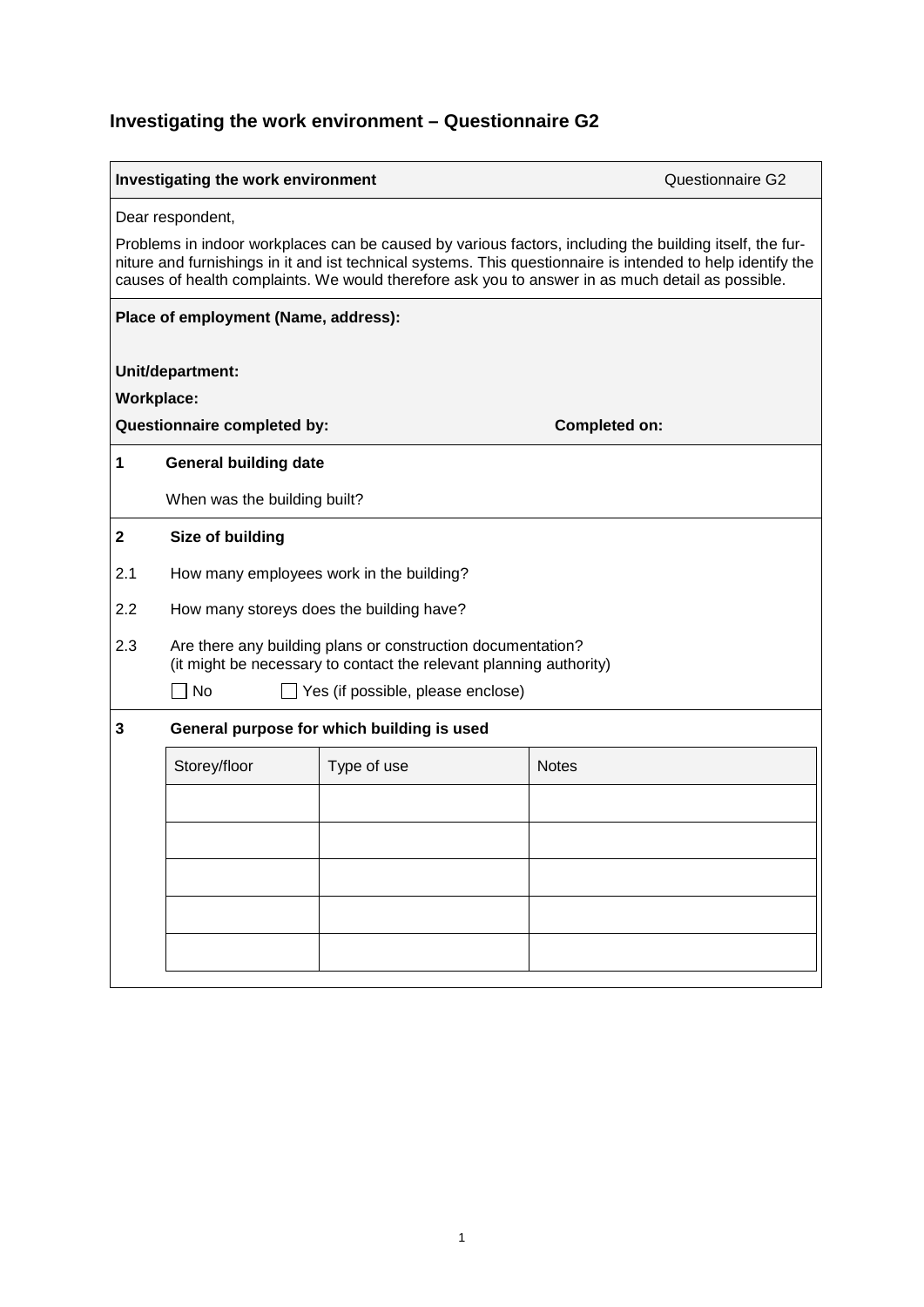# Investigating the work environment – Questionnaire G2

**Investigating the work environment** Questionnaire G2

Dear respondent,

Problems in indoor workplaces can be caused by various factors, including the building itself, the furniture and furnishings in it and ist technical systems. This questionnaire is intended to help identify the causes of health complaints. We would therefore ask you to answer in as much detail as possible.

**Place of employment (Name, address):**

**Unit/department:**

**Workplace:**

**Questionnaire completed by:** **Completed on:**

## 1 General building date

When was the building built?

## 2 Size of building

2.1 How many employees work in the building?

2.2 How many storeys does the building have?

2.3 Are there any building plans or construction documentation?
(it might be necessary to contact the relevant planning authority)

☐ No ☐ Yes (if possible, please enclose)

## 3 General purpose for which building is used

| Storey/floor | Type of use | Notes |
|---|---|---|
| | | |
| | | |
| | | |
| | | |
| | | |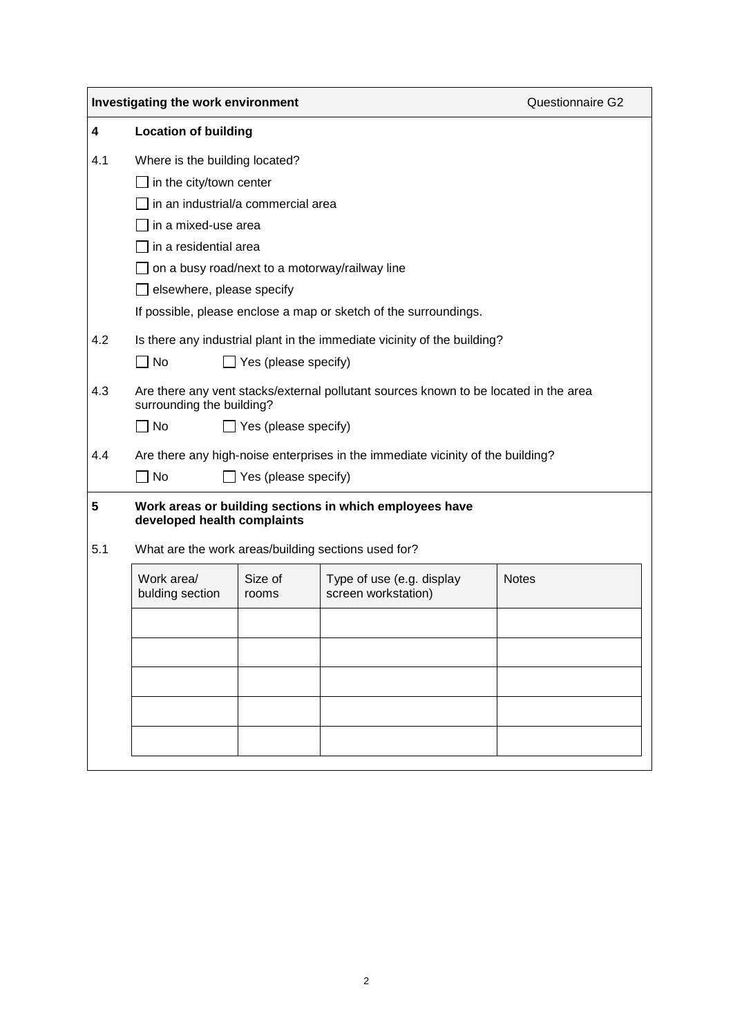**Investigating the work environment** Questionnaire G2

## 4 Location of building

4.1 Where is the building located?

- ☐ in the city/town center
- ☐ in an industrial/a commercial area
- ☐ in a mixed-use area
- ☐ in a residential area
- ☐ on a busy road/next to a motorway/railway line
- ☐ elsewhere, please specify

If possible, please enclose a map or sketch of the surroundings.

4.2 Is there any industrial plant in the immediate vicinity of the building?

☐ No ☐ Yes (please specify)

4.3 Are there any vent stacks/external pollutant sources known to be located in the area surrounding the building?

☐ No ☐ Yes (please specify)

4.4 Are there any high-noise enterprises in the immediate vicinity of the building?

☐ No ☐ Yes (please specify)

## 5 Work areas or building sections in which employees have developed health complaints

5.1 What are the work areas/building sections used for?

| Work area/ bulding section | Size of rooms | Type of use (e.g. display screen workstation) | Notes |
|---|---|---|---|
| | | | |
| | | | |
| | | | |
| | | | |
| | | | |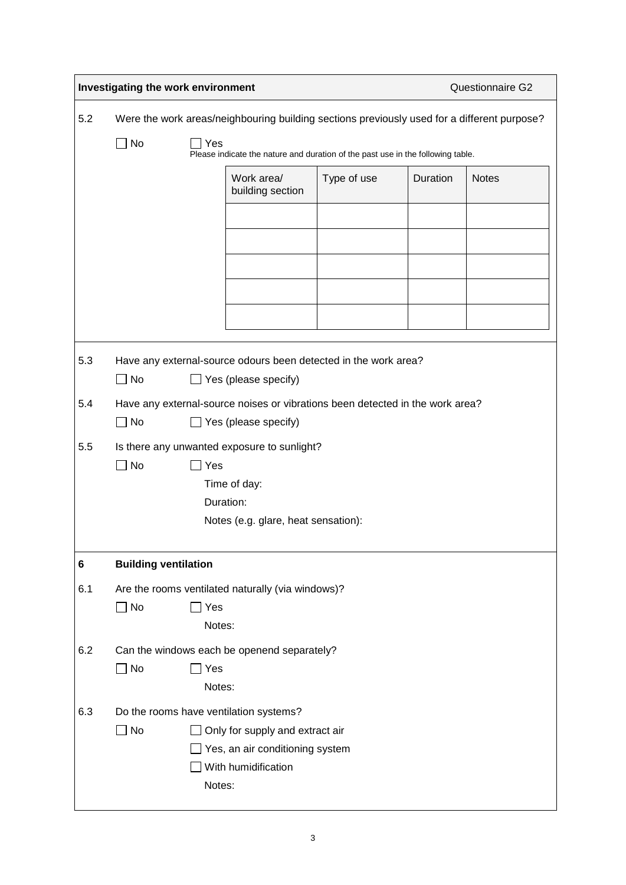**Investigating the work environment** — Questionnaire G2

5.2 Were the work areas/neighbouring building sections previously used for a different purpose?

☐ No ☐ Yes
Please indicate the nature and duration of the past use in the following table.

| Work area/ building section | Type of use | Duration | Notes |
|---|---|---|---|
| | | | |
| | | | |
| | | | |
| | | | |
| | | | |

5.3 Have any external-source odours been detected in the work area?

☐ No ☐ Yes (please specify)

5.4 Have any external-source noises or vibrations been detected in the work area?

☐ No ☐ Yes (please specify)

5.5 Is there any unwanted exposure to sunlight?

☐ No ☐ Yes

Time of day:

Duration:

Notes (e.g. glare, heat sensation):

## 6 Building ventilation

6.1 Are the rooms ventilated naturally (via windows)?

☐ No ☐ Yes

Notes:

6.2 Can the windows each be openend separately?

☐ No ☐ Yes

Notes:

6.3 Do the rooms have ventilation systems?

☐ No ☐ Only for supply and extract air

☐ Yes, an air conditioning system

☐ With humidification

Notes: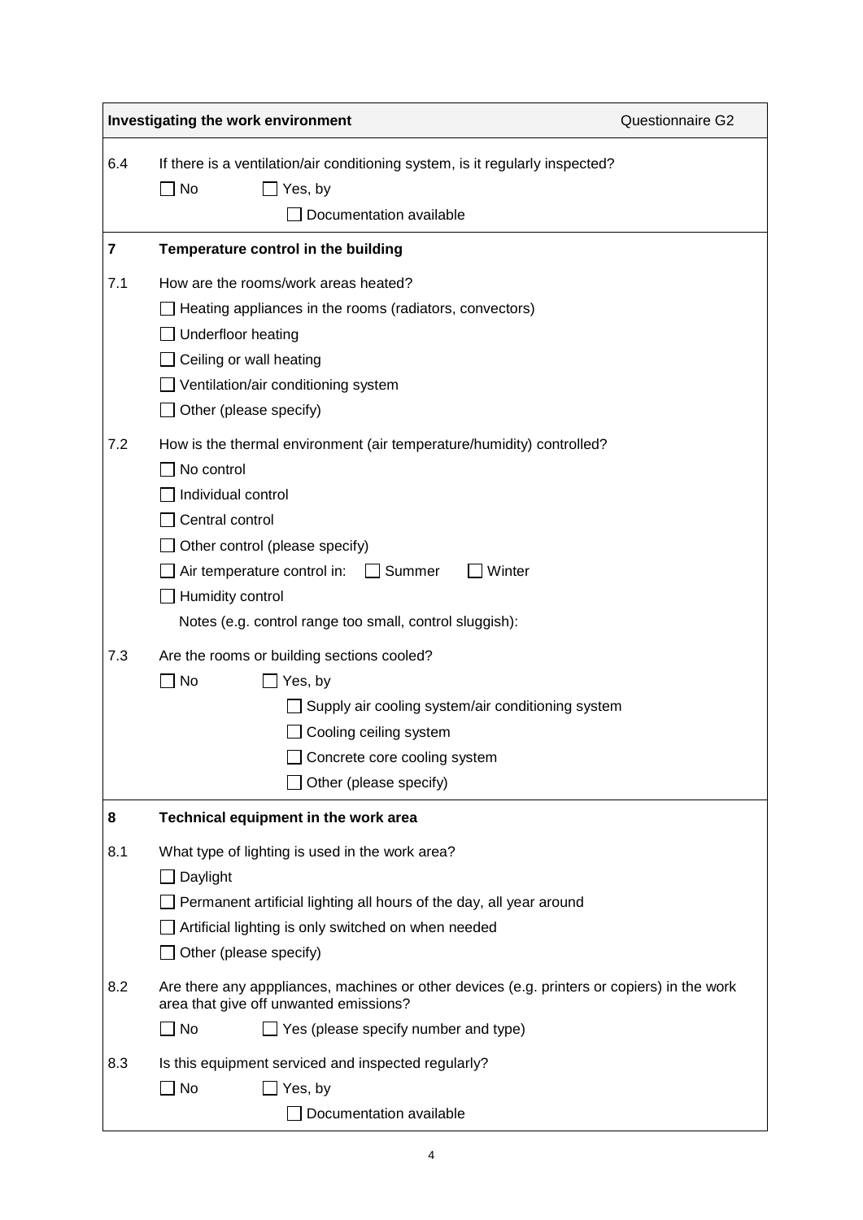**Investigating the work environment** Questionnaire G2

6.4 If there is a ventilation/air conditioning system, is it regularly inspected?

☐ No ☐ Yes, by

☐ Documentation available

## 7 Temperature control in the building

7.1 How are the rooms/work areas heated?

☐ Heating appliances in the rooms (radiators, convectors)

☐ Underfloor heating

☐ Ceiling or wall heating

☐ Ventilation/air conditioning system

☐ Other (please specify)

7.2 How is the thermal environment (air temperature/humidity) controlled?

☐ No control

☐ Individual control

☐ Central control

☐ Other control (please specify)

☐ Air temperature control in: ☐ Summer ☐ Winter

☐ Humidity control

Notes (e.g. control range too small, control sluggish):

7.3 Are the rooms or building sections cooled?

☐ No ☐ Yes, by

☐ Supply air cooling system/air conditioning system

☐ Cooling ceiling system

☐ Concrete core cooling system

☐ Other (please specify)

## 8 Technical equipment in the work area

8.1 What type of lighting is used in the work area?

☐ Daylight

☐ Permanent artificial lighting all hours of the day, all year around

☐ Artificial lighting is only switched on when needed

☐ Other (please specify)

8.2 Are there any apppliances, machines or other devices (e.g. printers or copiers) in the work area that give off unwanted emissions?

☐ No ☐ Yes (please specify number and type)

8.3 Is this equipment serviced and inspected regularly?

☐ No ☐ Yes, by

☐ Documentation available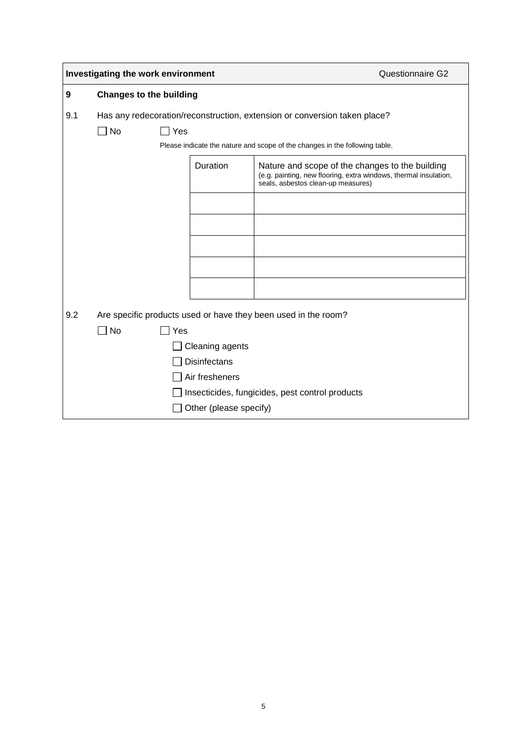**Investigating the work environment** Questionnaire G2

## 9 Changes to the building

9.1 Has any redecoration/reconstruction, extension or conversion taken place?

☐ No ☐ Yes

Please indicate the nature and scope of the changes in the following table.

| Duration | Nature and scope of the changes to the building (e.g. painting, new flooring, extra windows, thermal insulation, seals, asbestos clean-up measures) |
|---|---|
| | |
| | |
| | |
| | |
| | |

9.2 Are specific products used or have they been used in the room?

☐ No ☐ Yes

- ☐ Cleaning agents
- ☐ Disinfectans
- ☐ Air fresheners
- ☐ Insecticides, fungicides, pest control products
- ☐ Other (please specify)